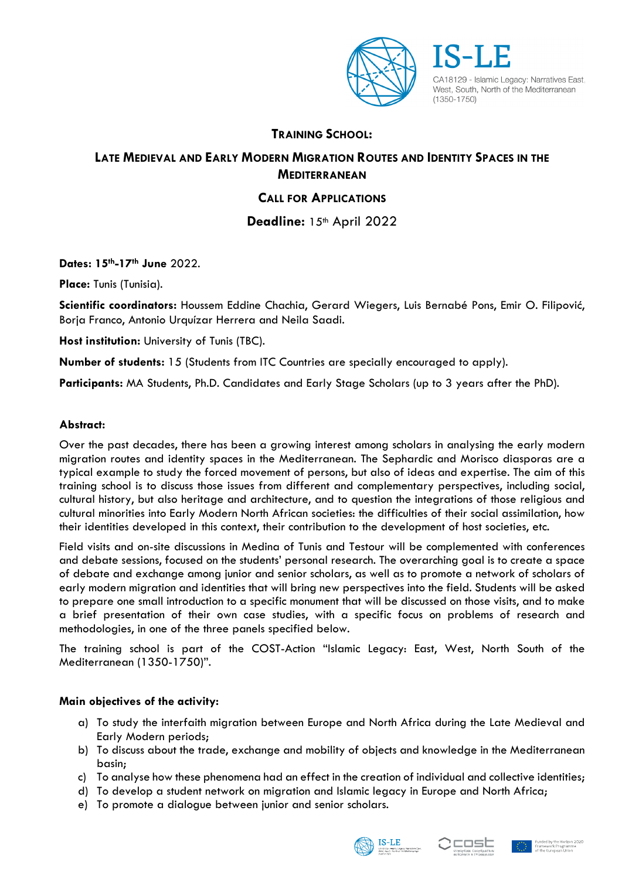IS-LE

CA18129 - Islamic Legacy: Narratives East, West, South, North of the Mediterranean (1350-1750)

# Training School:

# Late Medieval and Early Modern Migration Routes and Identity Spaces in the Mediterranean

## Call for Applications

**Deadline:** 15th April 2022

**Dates: 15th-17th June** 2022.

**Place:** Tunis (Tunisia).

**Scientific coordinators:** Houssem Eddine Chachia, Gerard Wiegers, Luis Bernabé Pons, Emir O. Filipović, Borja Franco, Antonio Urquízar Herrera and Neila Saadi.

**Host institution:** University of Tunis (TBC).

**Number of students:** 15 (Students from ITC Countries are specially encouraged to apply).

**Participants:** MA Students, Ph.D. Candidates and Early Stage Scholars (up to 3 years after the PhD).

**Abstract:**

Over the past decades, there has been a growing interest among scholars in analysing the early modern migration routes and identity spaces in the Mediterranean. The Sephardic and Morisco diasporas are a typical example to study the forced movement of persons, but also of ideas and expertise. The aim of this training school is to discuss those issues from different and complementary perspectives, including social, cultural history, but also heritage and architecture, and to question the integrations of those religious and cultural minorities into Early Modern North African societies: the difficulties of their social assimilation, how their identities developed in this context, their contribution to the development of host societies, etc.

Field visits and on-site discussions in Medina of Tunis and Testour will be complemented with conferences and debate sessions, focused on the students' personal research. The overarching goal is to create a space of debate and exchange among junior and senior scholars, as well as to promote a network of scholars of early modern migration and identities that will bring new perspectives into the field. Students will be asked to prepare one small introduction to a specific monument that will be discussed on those visits, and to make a brief presentation of their own case studies, with a specific focus on problems of research and methodologies, in one of the three panels specified below.

The training school is part of the COST-Action "Islamic Legacy: East, West, North South of the Mediterranean (1350-1750)".

**Main objectives of the activity:**

a) To study the interfaith migration between Europe and North Africa during the Late Medieval and Early Modern periods;
b) To discuss about the trade, exchange and mobility of objects and knowledge in the Mediterranean basin;
c) To analyse how these phenomena had an effect in the creation of individual and collective identities;
d) To develop a student network on migration and Islamic legacy in Europe and North Africa;
e) To promote a dialogue between junior and senior scholars.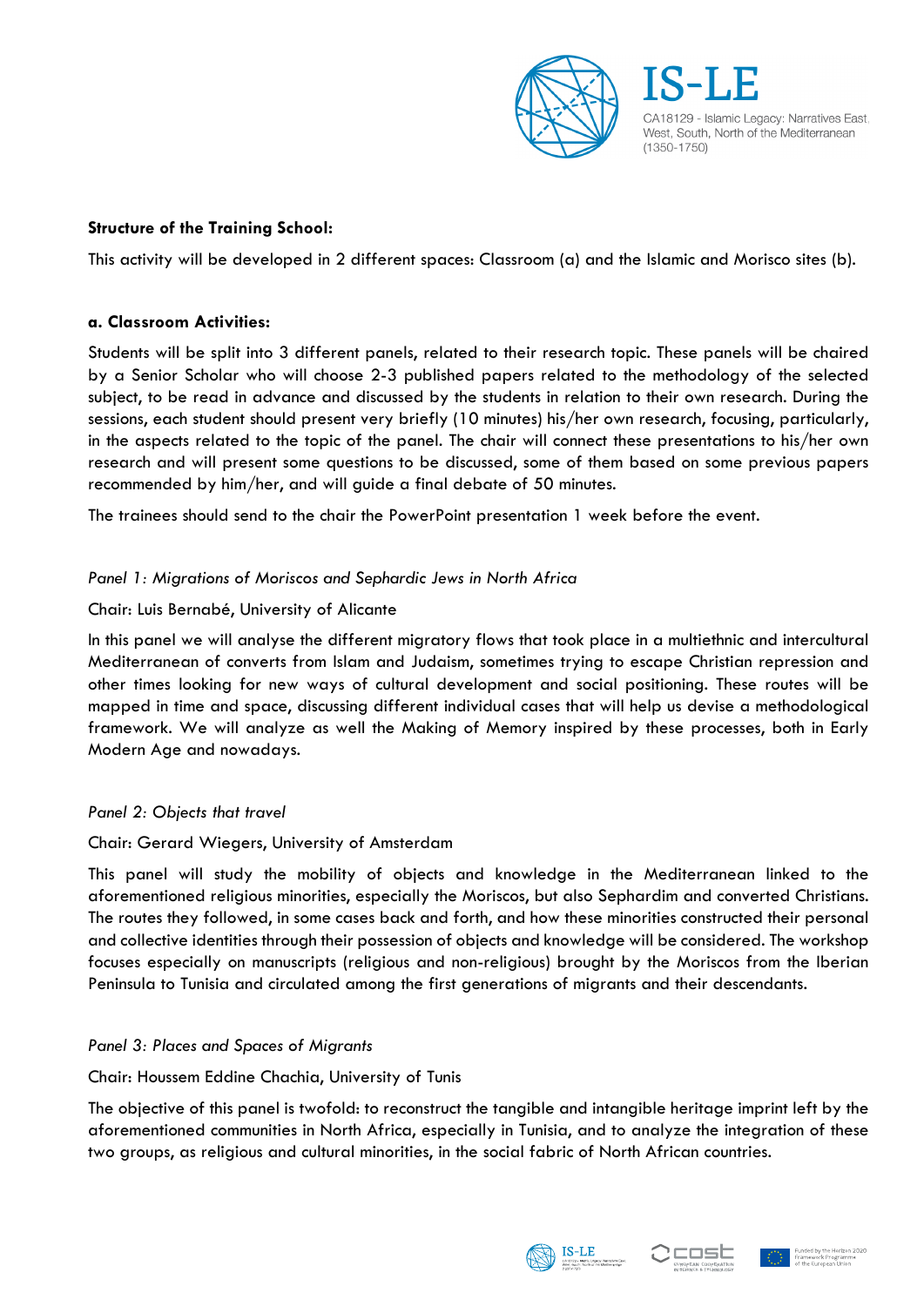**Structure of the Training School:**

This activity will be developed in 2 different spaces: Classroom (a) and the Islamic and Morisco sites (b).

**a. Classroom Activities:**

Students will be split into 3 different panels, related to their research topic. These panels will be chaired by a Senior Scholar who will choose 2-3 published papers related to the methodology of the selected subject, to be read in advance and discussed by the students in relation to their own research. During the sessions, each student should present very briefly (10 minutes) his/her own research, focusing, particularly, in the aspects related to the topic of the panel. The chair will connect these presentations to his/her own research and will present some questions to be discussed, some of them based on some previous papers recommended by him/her, and will guide a final debate of 50 minutes.

The trainees should send to the chair the PowerPoint presentation 1 week before the event.

*Panel 1: Migrations of Moriscos and Sephardic Jews in North Africa*

Chair: Luis Bernabé, University of Alicante

In this panel we will analyse the different migratory flows that took place in a multiethnic and intercultural Mediterranean of converts from Islam and Judaism, sometimes trying to escape Christian repression and other times looking for new ways of cultural development and social positioning. These routes will be mapped in time and space, discussing different individual cases that will help us devise a methodological framework. We will analyze as well the Making of Memory inspired by these processes, both in Early Modern Age and nowadays.

*Panel 2: Objects that travel*

Chair: Gerard Wiegers, University of Amsterdam

This panel will study the mobility of objects and knowledge in the Mediterranean linked to the aforementioned religious minorities, especially the Moriscos, but also Sephardim and converted Christians. The routes they followed, in some cases back and forth, and how these minorities constructed their personal and collective identities through their possession of objects and knowledge will be considered. The workshop focuses especially on manuscripts (religious and non-religious) brought by the Moriscos from the Iberian Peninsula to Tunisia and circulated among the first generations of migrants and their descendants.

*Panel 3: Places and Spaces of Migrants*

Chair: Houssem Eddine Chachia, University of Tunis

The objective of this panel is twofold: to reconstruct the tangible and intangible heritage imprint left by the aforementioned communities in North Africa, especially in Tunisia, and to analyze the integration of these two groups, as religious and cultural minorities, in the social fabric of North African countries.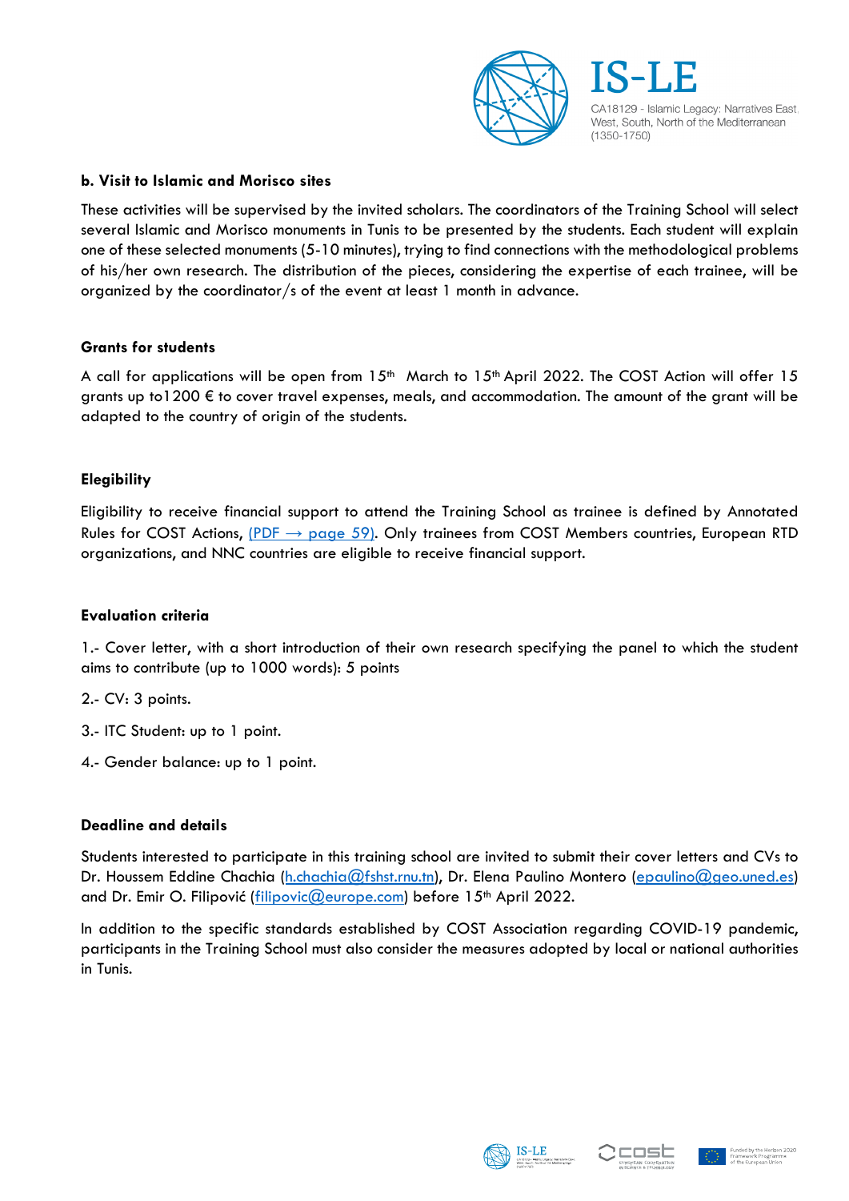**b. Visit to Islamic and Morisco sites**

These activities will be supervised by the invited scholars. The coordinators of the Training School will select several Islamic and Morisco monuments in Tunis to be presented by the students. Each student will explain one of these selected monuments (5-10 minutes), trying to find connections with the methodological problems of his/her own research. The distribution of the pieces, considering the expertise of each trainee, will be organized by the coordinator/s of the event at least 1 month in advance.

**Grants for students**

A call for applications will be open from 15th March to 15th April 2022. The COST Action will offer 15 grants up to1200 € to cover travel expenses, meals, and accommodation. The amount of the grant will be adapted to the country of origin of the students.

**Elegibility**

Eligibility to receive financial support to attend the Training School as trainee is defined by Annotated Rules for COST Actions, (PDF → page 59). Only trainees from COST Members countries, European RTD organizations, and NNC countries are eligible to receive financial support.

**Evaluation criteria**

1.- Cover letter, with a short introduction of their own research specifying the panel to which the student aims to contribute (up to 1000 words): 5 points

2.- CV: 3 points.

3.- ITC Student: up to 1 point.

4.- Gender balance: up to 1 point.

**Deadline and details**

Students interested to participate in this training school are invited to submit their cover letters and CVs to Dr. Houssem Eddine Chachia (h.chachia@fshst.rnu.tn), Dr. Elena Paulino Montero (epaulino@geo.uned.es) and Dr. Emir O. Filipović (filipovic@europe.com) before 15th April 2022.

In addition to the specific standards established by COST Association regarding COVID-19 pandemic, participants in the Training School must also consider the measures adopted by local or national authorities in Tunis.